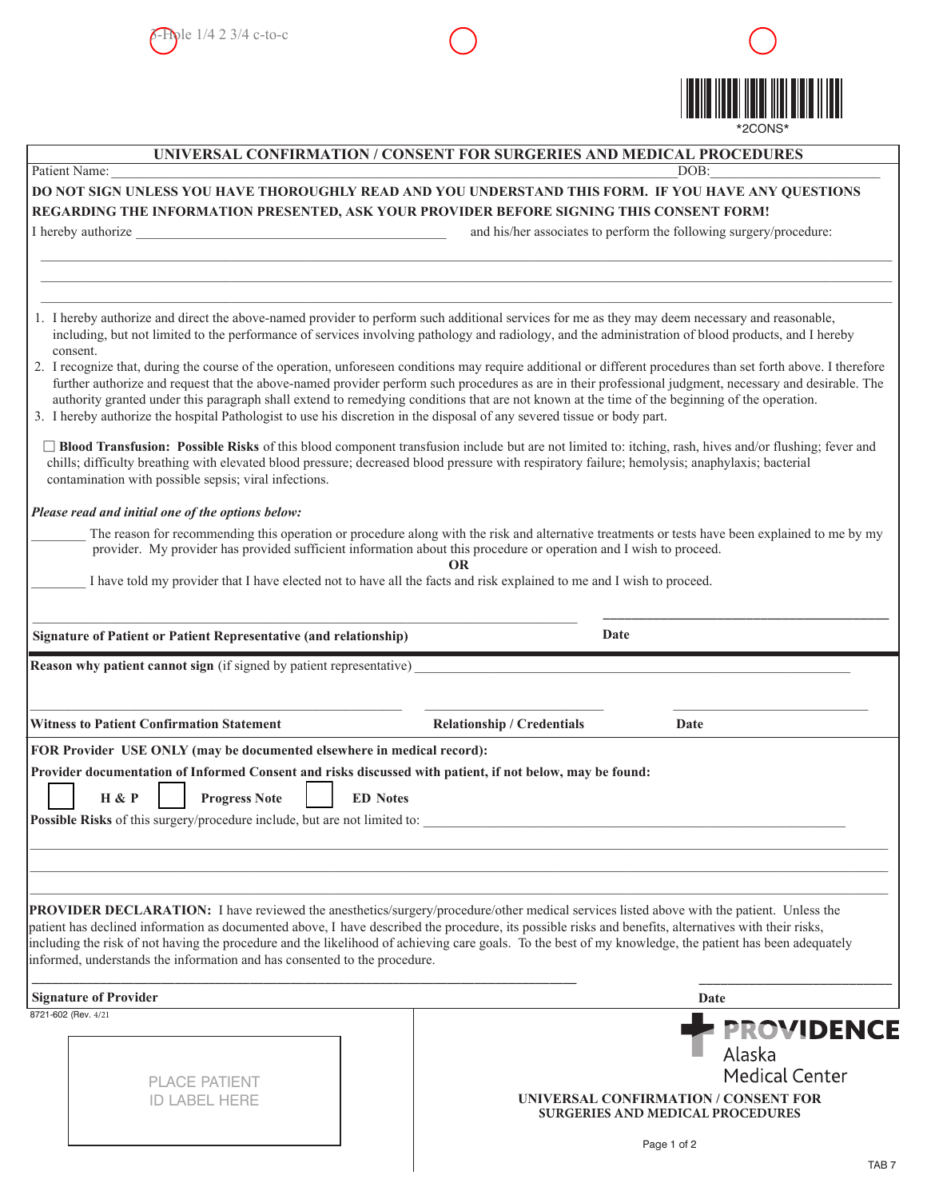3-Hole 1/4 2 3/4 c-to-c

*2CONS*

# UNIVERSAL CONFIRMATION / CONSENT FOR SURGERIES AND MEDICAL PROCEDURES

Patient Name: ______________________________ DOB: ______________

**DO NOT SIGN UNLESS YOU HAVE THOROUGHLY READ AND YOU UNDERSTAND THIS FORM. IF YOU HAVE ANY QUESTIONS REGARDING THE INFORMATION PRESENTED, ASK YOUR PROVIDER BEFORE SIGNING THIS CONSENT FORM!**

I hereby authorize ______________________________ and his/her associates to perform the following surgery/procedure:

______________________________________________________________________

______________________________________________________________________

______________________________________________________________________

1. I hereby authorize and direct the above-named provider to perform such additional services for me as they may deem necessary and reasonable, including, but not limited to the performance of services involving pathology and radiology, and the administration of blood products, and I hereby consent.
2. I recognize that, during the course of the operation, unforeseen conditions may require additional or different procedures than set forth above. I therefore further authorize and request that the above-named provider perform such procedures as are in their professional judgment, necessary and desirable. The authority granted under this paragraph shall extend to remedying conditions that are not known at the time of the beginning of the operation.
3. I hereby authorize the hospital Pathologist to use his discretion in the disposal of any severed tissue or body part.

☐ **Blood Transfusion: Possible Risks** of this blood component transfusion include but are not limited to: itching, rash, hives and/or flushing; fever and chills; difficulty breathing with elevated blood pressure; decreased blood pressure with respiratory failure; hemolysis; anaphylaxis; bacterial contamination with possible sepsis; viral infections.

***Please read and initial one of the options below:***

________ The reason for recommending this operation or procedure along with the risk and alternative treatments or tests have been explained to me by my provider. My provider has provided sufficient information about this procedure or operation and I wish to proceed.

**OR**

________ I have told my provider that I have elected not to have all the facts and risk explained to me and I wish to proceed.

______________________________________________ ______________________

**Signature of Patient or Patient Representative (and relationship)** **Date**

**Reason why patient cannot sign** (if signed by patient representative) ______________________________

______________________________ ______________________ ______________________

**Witness to Patient Confirmation Statement** **Relationship / Credentials** **Date**

**FOR Provider USE ONLY (may be documented elsewhere in medical record):**

**Provider documentation of Informed Consent and risks discussed with patient, if not below, may be found:**

☐ **H & P** ☐ **Progress Note** ☐ **ED Notes**

**Possible Risks** of this surgery/procedure include, but are not limited to: ______________________________

______________________________________________________________________

______________________________________________________________________

______________________________________________________________________

**PROVIDER DECLARATION:** I have reviewed the anesthetics/surgery/procedure/other medical services listed above with the patient. Unless the patient has declined information as documented above, I have described the procedure, its possible risks and benefits, alternatives with their risks, including the risk of not having the procedure and the likelihood of achieving care goals. To the best of my knowledge, the patient has been adequately informed, understands the information and has consented to the procedure.

______________________________________________ ______________________

**Signature of Provider** **Date**

8721-602 (Rev. 4/21)

PLACE PATIENT ID LABEL HERE

PROVIDENCE Alaska Medical Center

**UNIVERSAL CONFIRMATION / CONSENT FOR SURGERIES AND MEDICAL PROCEDURES**

TAB 7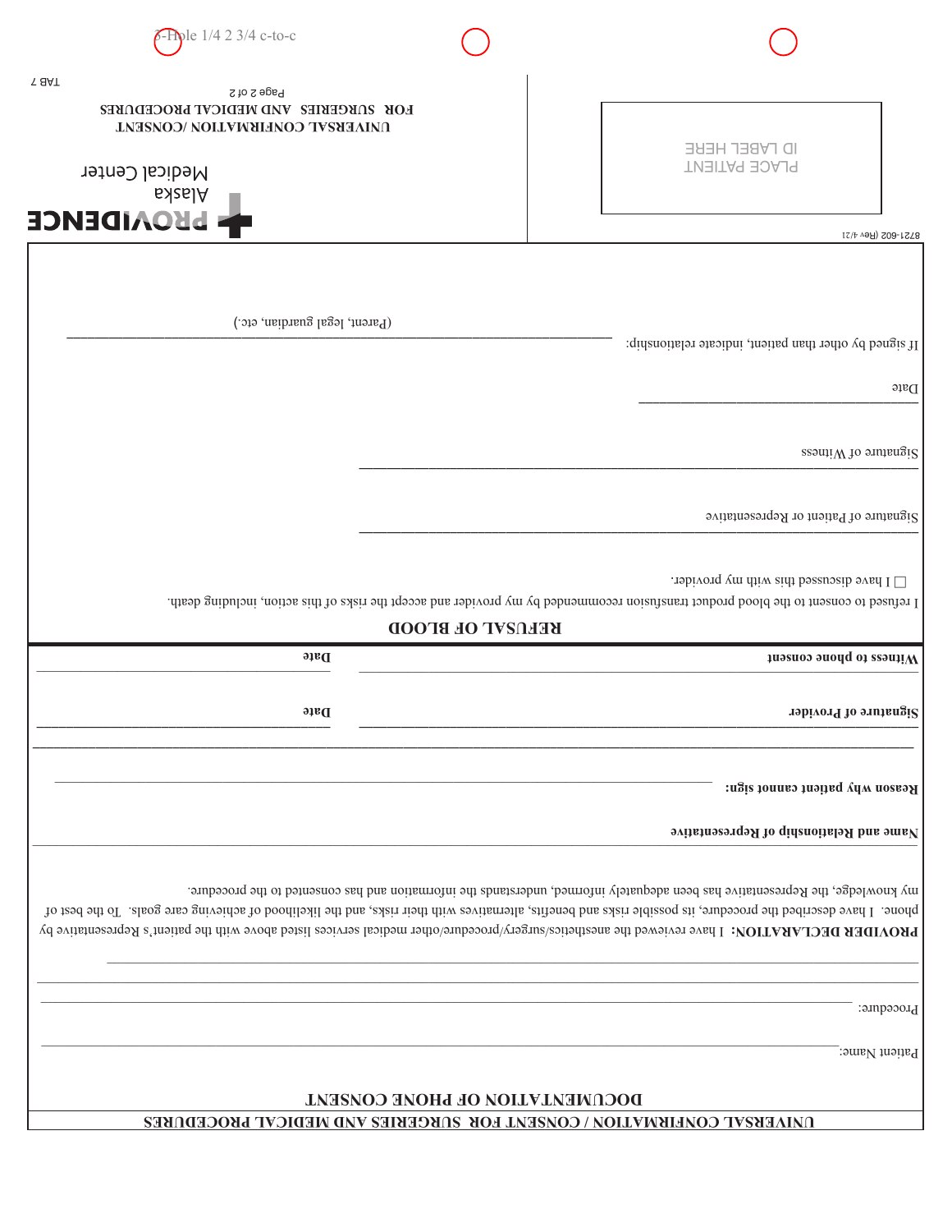3-Hole 1/4 2 3/4 c-to-c

TAB 7

**PROVIDENCE**
Alaska
Medical Center

**UNIVERSAL CONFIRMATION /CONSENT FOR SURGERIES AND MEDICAL PROCEDURES**

PLACE PATIENT
ID LABEL HERE

8721-602 (Rev 4/21)

## UNIVERSAL CONFIRMATION / CONSENT FOR SURGERIES AND MEDICAL PROCEDURES

### DOCUMENTATION OF PHONE CONSENT

Patient Name: ___________________________________________

Procedure: ___________________________________________

___________________________________________

___________________________________________

**PROVIDER DECLARATION:** I have reviewed the anesthetics/surgery/procedure/other medical services listed above with the patient's Representative by phone. I have described the procedure, its possible risks and benefits, alternatives with their risks, and the likelihood of achieving care goals. To the best of my knowledge, the Representative has been adequately informed, understands the information and has consented to the procedure.

**Name and Relationship of Representative** ___________________________________________

**Reason why patient cannot sign:** ___________________________________________

___________________________________________

**Signature of Provider** ___________________________ **Date** ___________________

**Witness to phone consent** ___________________________ **Date** ___________________

### REFUSAL OF BLOOD

I refused to consent to the blood product transfusion recommended by my provider and accept the risks of this action, including death.

☐ I have discussed this with my provider.

Signature of Patient or Representative ___________________________________________

Signature of Witness ___________________________________________

Date ___________________________________________

If signed by other than patient, indicate relationship: ___________________________________________
(Parent, legal guardian, etc.)